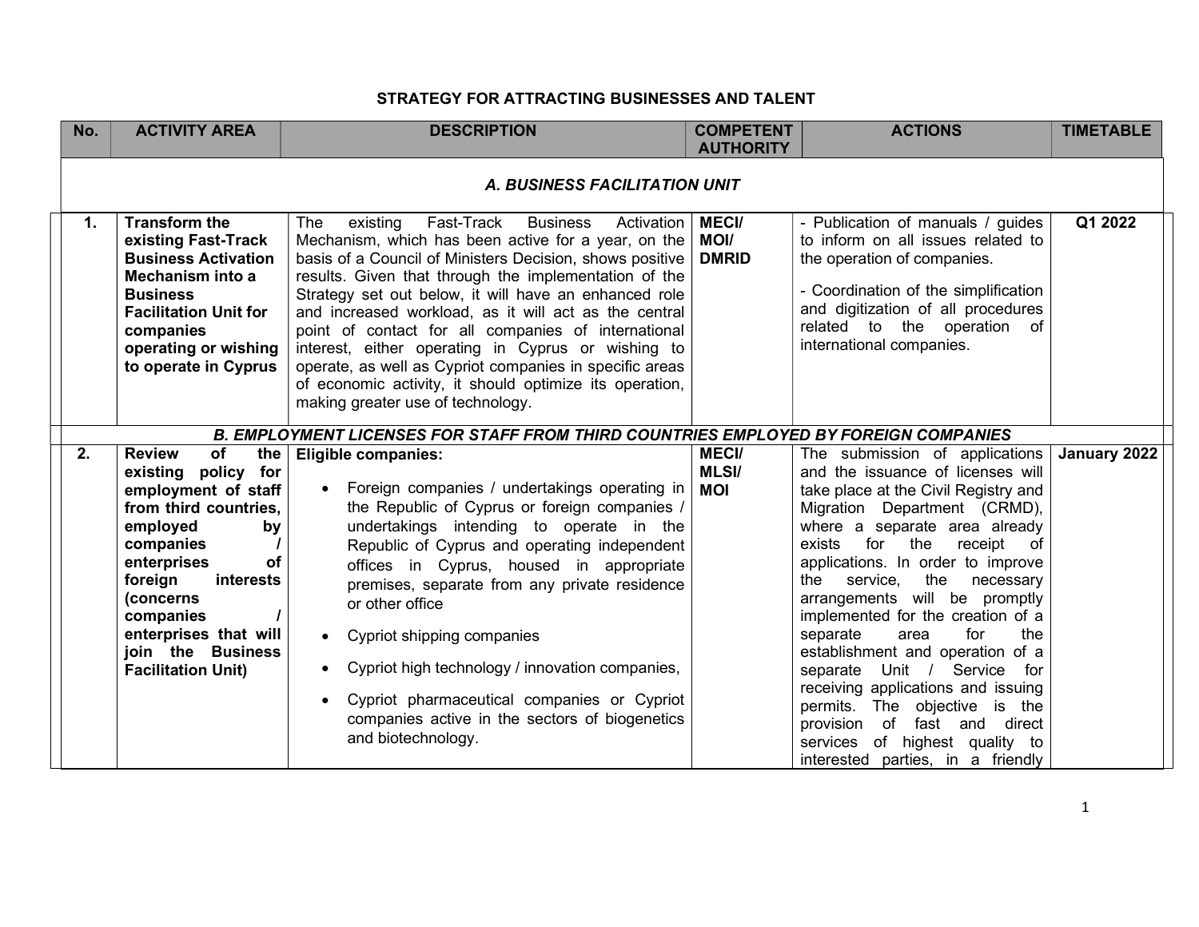# STRATEGY FOR ATTRACTING BUSINESSES AND TALENT

| No. | ACTIVITY AREA | DESCRIPTION | COMPETENT AUTHORITY | ACTIONS | TIMETABLE |
|---|---|---|---|---|---|
| | | ***A. BUSINESS FACILITATION UNIT*** | | | |
| **1.** | **Transform the existing Fast-Track Business Activation Mechanism into a Business Facilitation Unit for companies operating or wishing to operate in Cyprus** | The existing Fast-Track Business Activation Mechanism, which has been active for a year, on the basis of a Council of Ministers Decision, shows positive results. Given that through the implementation of the Strategy set out below, it will have an enhanced role and increased workload, as it will act as the central point of contact for all companies of international interest, either operating in Cyprus or wishing to operate, as well as Cypriot companies in specific areas of economic activity, it should optimize its operation, making greater use of technology. | **MECI/ MOI/ DMRID** | - Publication of manuals / guides to inform on all issues related to the operation of companies.<br><br>- Coordination of the simplification and digitization of all procedures related to the operation of international companies. | **Q1 2022** |
| | | ***B. EMPLOYMENT LICENSES FOR STAFF FROM THIRD COUNTRIES EMPLOYED BY FOREIGN COMPANIES*** | | | |
| **2.** | **Review of the existing policy for employment of staff from third countries, employed by companies / enterprises of foreign interests (concerns companies / enterprises that will join the Business Facilitation Unit)** | **Eligible companies:**<br><br>• Foreign companies / undertakings operating in the Republic of Cyprus or foreign companies / undertakings intending to operate in the Republic of Cyprus and operating independent offices in Cyprus, housed in appropriate premises, separate from any private residence or other office<br><br>• Cypriot shipping companies<br><br>• Cypriot high technology / innovation companies,<br><br>• Cypriot pharmaceutical companies or Cypriot companies active in the sectors of biogenetics and biotechnology. | **MECI/ MLSI/ MOI** | The submission of applications and the issuance of licenses will take place at the Civil Registry and Migration Department (CRMD), where a separate area already exists for the receipt of applications. In order to improve the service, the necessary arrangements will be promptly implemented for the creation of a separate area for the establishment and operation of a separate Unit / Service for receiving applications and issuing permits. The objective is the provision of fast and direct services of highest quality to interested parties, in a friendly | **January 2022** |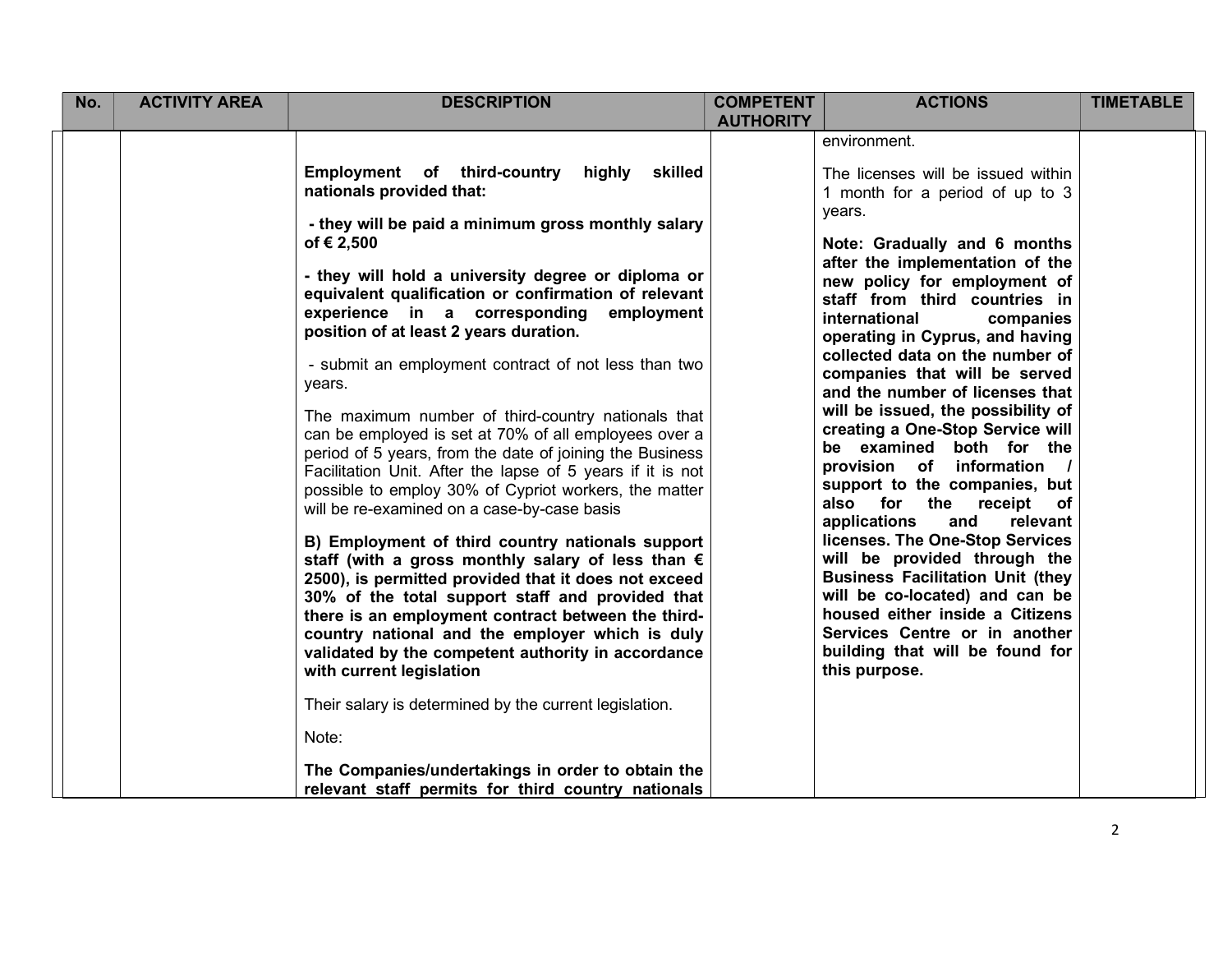| No. | ACTIVITY AREA | DESCRIPTION | COMPETENT AUTHORITY | ACTIONS | TIMETABLE |
|---|---|---|---|---|---|
| | | **Employment of third-country highly skilled nationals provided that:**<br><br>**- they will be paid a minimum gross monthly salary of € 2,500**<br><br>**- they will hold a university degree or diploma or equivalent qualification or confirmation of relevant experience in a corresponding employment position of at least 2 years duration.**<br><br>- submit an employment contract of not less than two years.<br><br>The maximum number of third-country nationals that can be employed is set at 70% of all employees over a period of 5 years, from the date of joining the Business Facilitation Unit. After the lapse of 5 years if it is not possible to employ 30% of Cypriot workers, the matter will be re-examined on a case-by-case basis<br><br>**B) Employment of third country nationals support staff (with a gross monthly salary of less than € 2500), is permitted provided that it does not exceed 30% of the total support staff and provided that there is an employment contract between the third-country national and the employer which is duly validated by the competent authority in accordance with current legislation**<br><br>Their salary is determined by the current legislation.<br><br>Note:<br><br>**The Companies/undertakings in order to obtain the relevant staff permits for third country nationals** | | environment.<br><br>The licenses will be issued within 1 month for a period of up to 3 years.<br><br>**Note: Gradually and 6 months after the implementation of the new policy for employment of staff from third countries in international companies operating in Cyprus, and having collected data on the number of companies that will be served and the number of licenses that will be issued, the possibility of creating a One-Stop Service will be examined both for the provision of information / support to the companies, but also for the receipt of applications and relevant licenses. The One-Stop Services will be provided through the Business Facilitation Unit (they will be co-located) and can be housed either inside a Citizens Services Centre or in another building that will be found for this purpose.** | |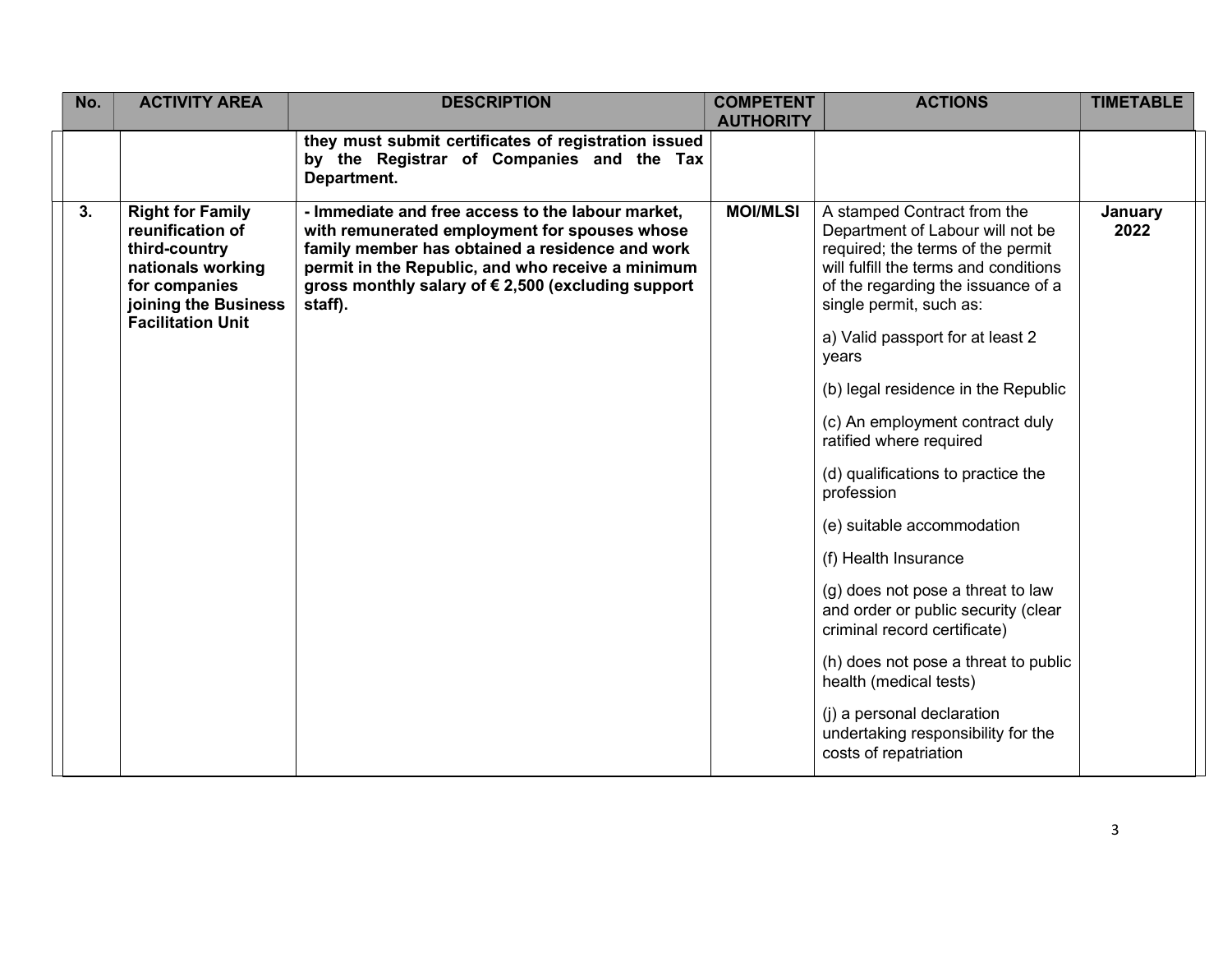| No. | ACTIVITY AREA | DESCRIPTION | COMPETENT AUTHORITY | ACTIONS | TIMETABLE |
|---|---|---|---|---|---|
| | | **they must submit certificates of registration issued by the Registrar of Companies and the Tax Department.** | | | |
| **3.** | **Right for Family reunification of third-country nationals working for companies joining the Business Facilitation Unit** | **- Immediate and free access to the labour market, with remunerated employment for spouses whose family member has obtained a residence and work permit in the Republic, and who receive a minimum gross monthly salary of € 2,500 (excluding support staff).** | **MOI/MLSI** | A stamped Contract from the Department of Labour will not be required; the terms of the permit will fulfill the terms and conditions of the regarding the issuance of a single permit, such as:<br><br>a) Valid passport for at least 2 years<br><br>(b) legal residence in the Republic<br><br>(c) An employment contract duly ratified where required<br><br>(d) qualifications to practice the profession<br><br>(e) suitable accommodation<br><br>(f) Health Insurance<br><br>(g) does not pose a threat to law and order or public security (clear criminal record certificate)<br><br>(h) does not pose a threat to public health (medical tests)<br><br>(j) a personal declaration undertaking responsibility for the costs of repatriation | **January 2022** |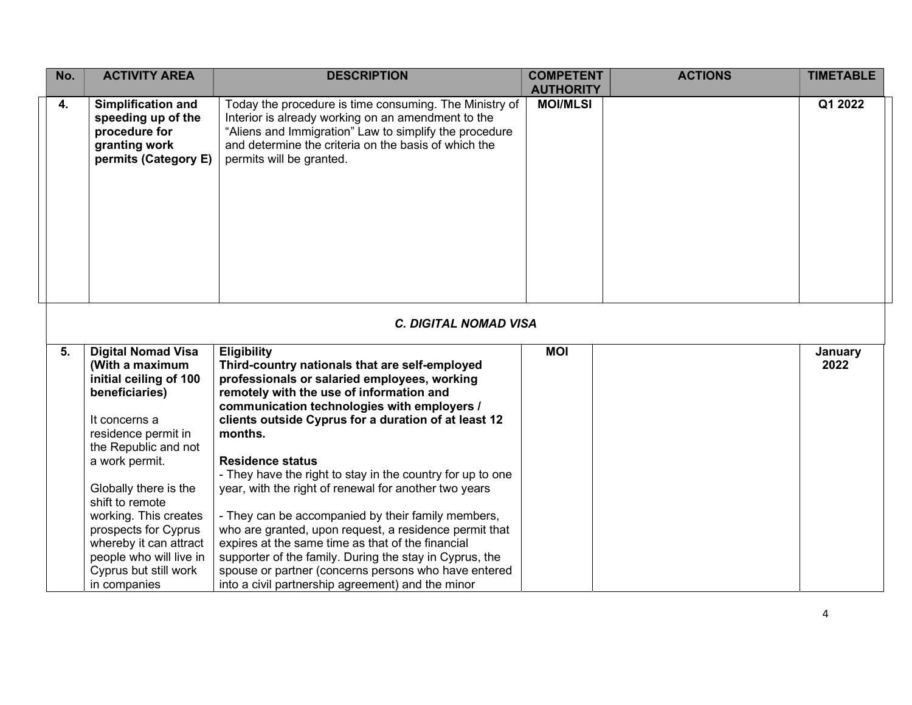| No. | ACTIVITY AREA | DESCRIPTION | COMPETENT AUTHORITY | ACTIONS | TIMETABLE |
|---|---|---|---|---|---|
| **4.** | **Simplification and speeding up of the procedure for granting work permits (Category E)** | Today the procedure is time consuming. The Ministry of Interior is already working on an amendment to the "Aliens and Immigration" Law to simplify the procedure and determine the criteria on the basis of which the permits will be granted. | **MOI/MLSI** | | **Q1 2022** |
| | | ***C. DIGITAL NOMAD VISA*** | | | |
| **5.** | **Digital Nomad Visa (With a maximum initial ceiling of 100 beneficiaries)**<br><br>It concerns a residence permit in the Republic and not a work permit.<br><br>Globally there is the shift to remote working. This creates prospects for Cyprus whereby it can attract people who will live in Cyprus but still work in companies | **Eligibility**<br>**Third-country nationals that are self-employed professionals or salaried employees, working remotely with the use of information and communication technologies with employers / clients outside Cyprus for a duration of at least 12 months.**<br><br>**Residence status**<br>- They have the right to stay in the country for up to one year, with the right of renewal for another two years<br><br>- They can be accompanied by their family members, who are granted, upon request, a residence permit that expires at the same time as that of the financial supporter of the family. During the stay in Cyprus, the spouse or partner (concerns persons who have entered into a civil partnership agreement) and the minor | **MOI** | | **January 2022** |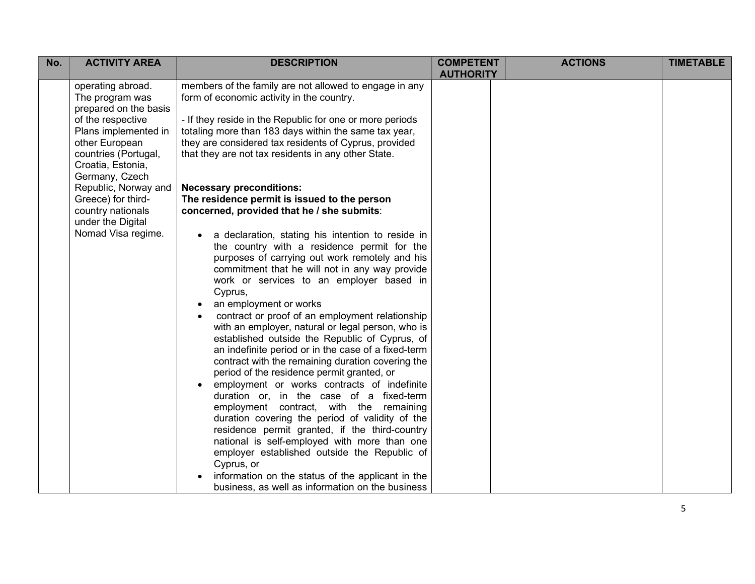| No. | ACTIVITY AREA | DESCRIPTION | COMPETENT AUTHORITY | ACTIONS | TIMETABLE |
|---|---|---|---|---|---|
| | operating abroad. The program was prepared on the basis of the respective Plans implemented in other European countries (Portugal, Croatia, Estonia, Germany, Czech Republic, Norway and Greece) for third-country nationals under the Digital Nomad Visa regime. | members of the family are not allowed to engage in any form of economic activity in the country.<br><br>- If they reside in the Republic for one or more periods totaling more than 183 days within the same tax year, they are considered tax residents of Cyprus, provided that they are not tax residents in any other State.<br><br>**Necessary preconditions:**<br>**The residence permit is issued to the person concerned, provided that he / she submits**:<br><br>• a declaration, stating his intention to reside in the country with a residence permit for the purposes of carrying out work remotely and his commitment that he will not in any way provide work or services to an employer based in Cyprus,<br>• an employment or works<br>• contract or proof of an employment relationship with an employer, natural or legal person, who is established outside the Republic of Cyprus, of an indefinite period or in the case of a fixed-term contract with the remaining duration covering the period of the residence permit granted, or<br>• employment or works contracts of indefinite duration or, in the case of a fixed-term employment contract, with the remaining duration covering the period of validity of the residence permit granted, if the third-country national is self-employed with more than one employer established outside the Republic of Cyprus, or<br>• information on the status of the applicant in the business, as well as information on the business | | | |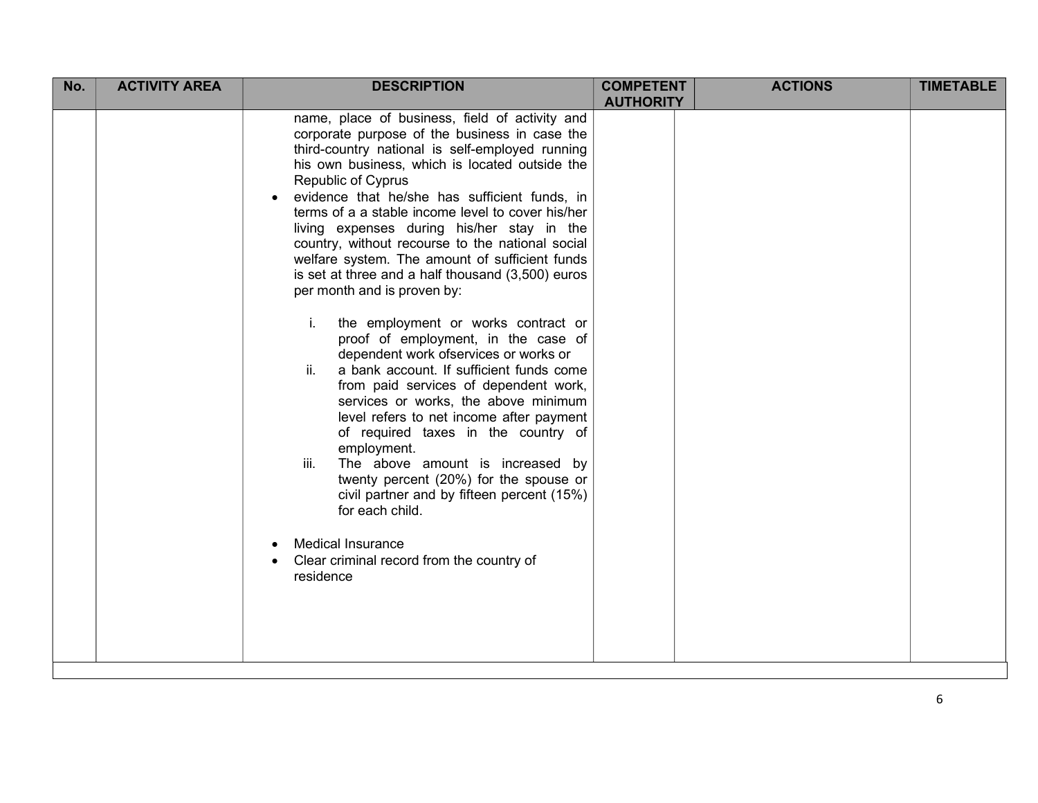| No. | ACTIVITY AREA | DESCRIPTION | COMPETENT AUTHORITY | ACTIONS | TIMETABLE |
|---|---|---|---|---|---|
| | | name, place of business, field of activity and corporate purpose of the business in case the third-country national is self-employed running his own business, which is located outside the Republic of Cyprus<br>• evidence that he/she has sufficient funds, in terms of a a stable income level to cover his/her living expenses during his/her stay in the country, without recourse to the national social welfare system. The amount of sufficient funds is set at three and a half thousand (3,500) euros per month and is proven by:<br>i. the employment or works contract or proof of employment, in the case of dependent work ofservices or works or<br>ii. a bank account. If sufficient funds come from paid services of dependent work, services or works, the above minimum level refers to net income after payment of required taxes in the country of employment.<br>iii. The above amount is increased by twenty percent (20%) for the spouse or civil partner and by fifteen percent (15%) for each child.<br>• Medical Insurance<br>• Clear criminal record from the country of residence | | | |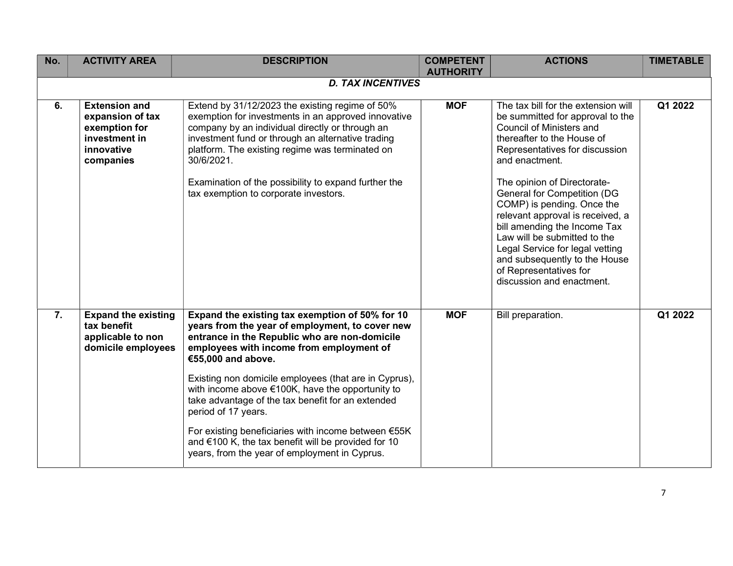| No. | ACTIVITY AREA | DESCRIPTION | COMPETENT AUTHORITY | ACTIONS | TIMETABLE |
|---|---|---|---|---|---|
| | | ***D. TAX INCENTIVES*** | | | |
| **6.** | **Extension and expansion of tax exemption for investment in innovative companies** | Extend by 31/12/2023 the existing regime of 50% exemption for investments in an approved innovative company by an individual directly or through an investment fund or through an alternative trading platform. The existing regime was terminated on 30/6/2021.<br><br>Examination of the possibility to expand further the tax exemption to corporate investors. | **MOF** | The tax bill for the extension will be summitted for approval to the Council of Ministers and thereafter to the House of Representatives for discussion and enactment.<br><br>The opinion of Directorate-General for Competition (DG COMP) is pending. Once the relevant approval is received, a bill amending the Income Tax Law will be submitted to the Legal Service for legal vetting and subsequently to the House of Representatives for discussion and enactment. | **Q1 2022** |
| **7.** | **Expand the existing tax benefit applicable to non domicile employees** | **Expand the existing tax exemption of 50% for 10 years from the year of employment, to cover new entrance in the Republic who are non-domicile employees with income from employment of €55,000 and above.**<br><br>Existing non domicile employees (that are in Cyprus), with income above €100K, have the opportunity to take advantage of the tax benefit for an extended period of 17 years.<br><br>For existing beneficiaries with income between €55K and €100 K, the tax benefit will be provided for 10 years, from the year of employment in Cyprus. | **MOF** | Bill preparation. | **Q1 2022** |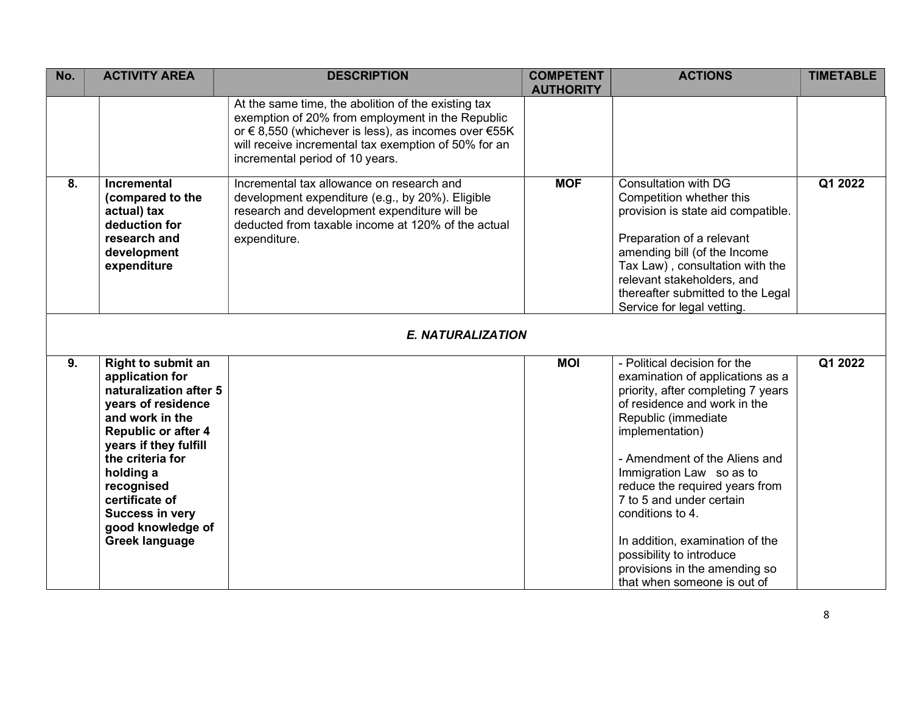| No. | ACTIVITY AREA | DESCRIPTION | COMPETENT AUTHORITY | ACTIONS | TIMETABLE |
|---|---|---|---|---|---|
| | | At the same time, the abolition of the existing tax exemption of 20% from employment in the Republic or € 8,550 (whichever is less), as incomes over €55K will receive incremental tax exemption of 50% for an incremental period of 10 years. | | | |
| **8.** | **Incremental (compared to the actual) tax deduction for research and development expenditure** | Incremental tax allowance on research and development expenditure (e.g., by 20%). Eligible research and development expenditure will be deducted from taxable income at 120% of the actual expenditure. | **MOF** | Consultation with DG Competition whether this provision is state aid compatible.<br><br>Preparation of a relevant amending bill (of the Income Tax Law) , consultation with the relevant stakeholders, and thereafter submitted to the Legal Service for legal vetting. | **Q1 2022** |
| | | ***E. NATURALIZATION*** | | | |
| **9.** | **Right to submit an application for naturalization after 5 years of residence and work in the Republic or after 4 years if they fulfill the criteria for holding a recognised certificate of Success in very good knowledge of Greek language** | | **MOI** | - Political decision for the examination of applications as a priority, after completing 7 years of residence and work in the Republic (immediate implementation)<br><br>- Amendment of the Aliens and Immigration Law so as to reduce the required years from 7 to 5 and under certain conditions to 4.<br><br>In addition, examination of the possibility to introduce provisions in the amending so that when someone is out of | **Q1 2022** |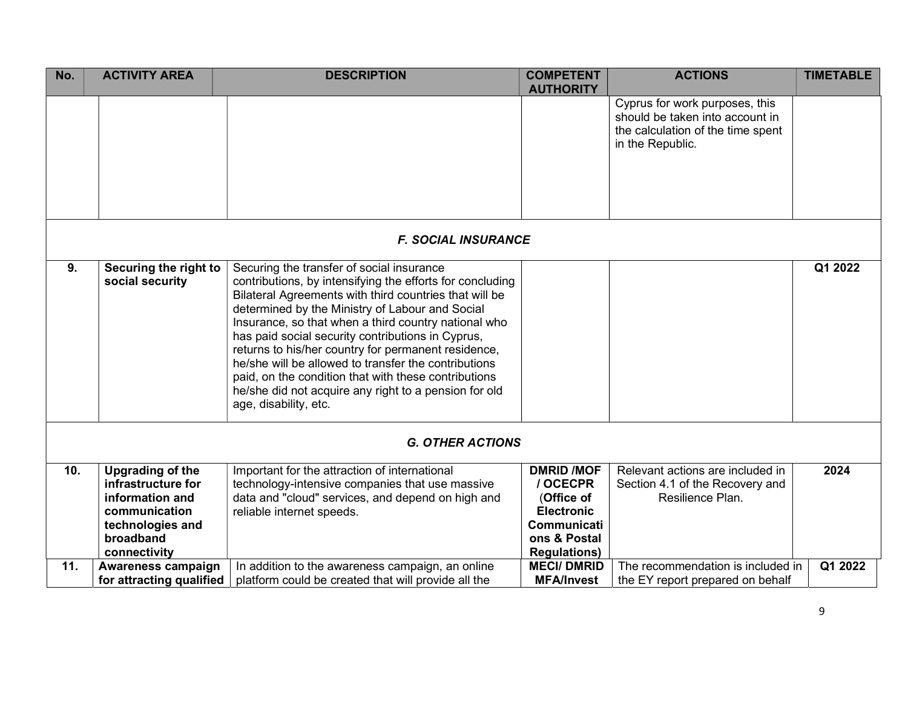| No. | ACTIVITY AREA | DESCRIPTION | COMPETENT AUTHORITY | ACTIONS | TIMETABLE |
|---|---|---|---|---|---|
| | | | | Cyprus for work purposes, this should be taken into account in the calculation of the time spent in the Republic. | |
| | | ***F. SOCIAL INSURANCE*** | | | |
| **9.** | **Securing the right to social security** | Securing the transfer of social insurance contributions, by intensifying the efforts for concluding Bilateral Agreements with third countries that will be determined by the Ministry of Labour and Social Insurance, so that when a third country national who has paid social security contributions in Cyprus, returns to his/her country for permanent residence, he/she will be allowed to transfer the contributions paid, on the condition that with these contributions he/she did not acquire any right to a pension for old age, disability, etc. | | | **Q1 2022** |
| | | ***G. OTHER ACTIONS*** | | | |
| **10.** | **Upgrading of the infrastructure for information and communication technologies and broadband connectivity** | Important for the attraction of international technology-intensive companies that use massive data and "cloud" services, and depend on high and reliable internet speeds. | **DMRID /MOF / OCECPR (Office of Electronic Communications & Postal Regulations)** | Relevant actions are included in Section 4.1 of the Recovery and Resilience Plan. | **2024** |
| **11.** | **Awareness campaign for attracting qualified** | In addition to the awareness campaign, an online platform could be created that will provide all the | **MECI/ DMRID MFA/Invest** | The recommendation is included in the EY report prepared on behalf | **Q1 2022** |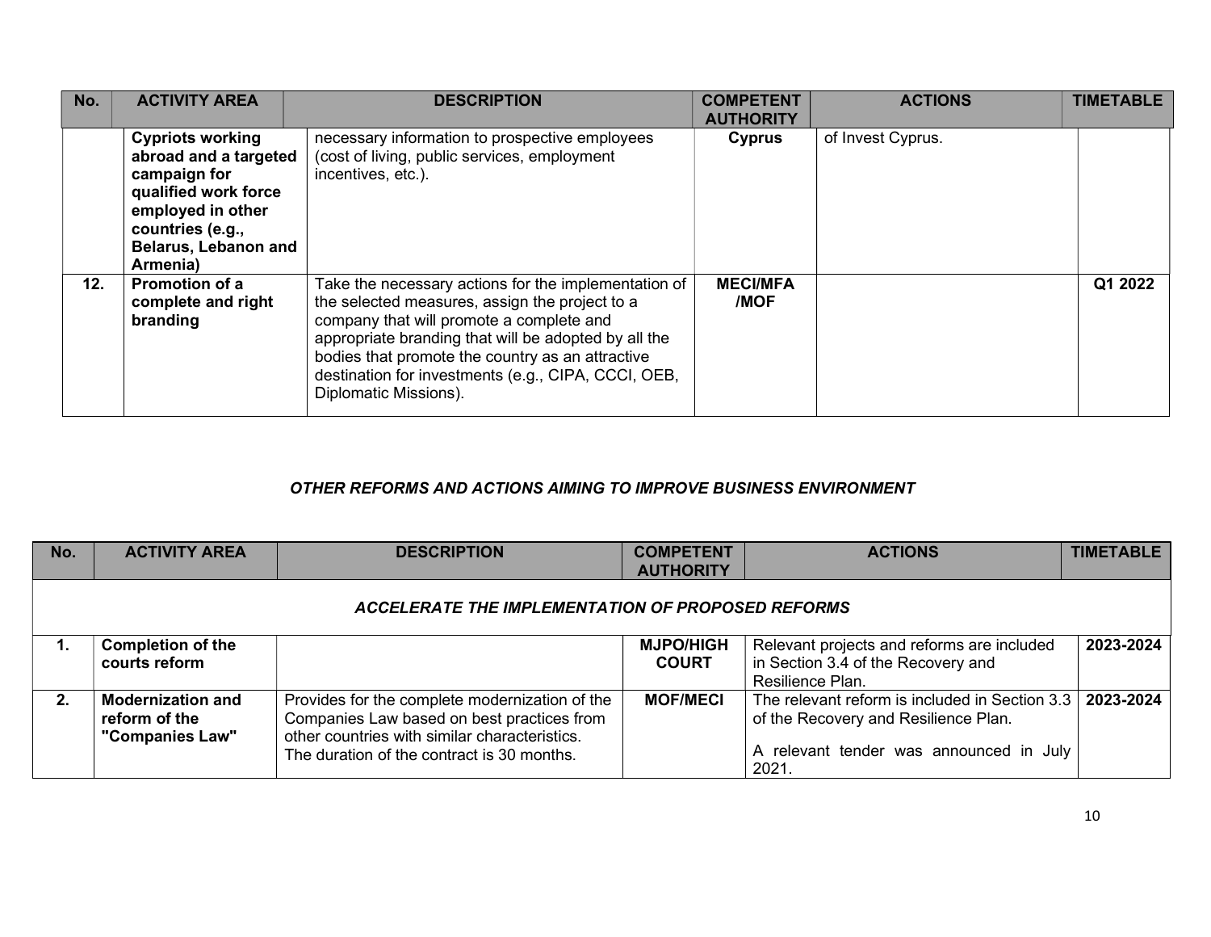| No. | ACTIVITY AREA | DESCRIPTION | COMPETENT AUTHORITY | ACTIONS | TIMETABLE |
|---|---|---|---|---|---|
| | **Cypriots working abroad and a targeted campaign for qualified work force employed in other countries (e.g., Belarus, Lebanon and Armenia)** | necessary information to prospective employees (cost of living, public services, employment incentives, etc.). | **Cyprus** | of Invest Cyprus. | |
| **12.** | **Promotion of a complete and right branding** | Take the necessary actions for the implementation of the selected measures, assign the project to a company that will promote a complete and appropriate branding that will be adopted by all the bodies that promote the country as an attractive destination for investments (e.g., CIPA, CCCI, OEB, Diplomatic Missions). | **MECI/MFA /MOF** | | **Q1 2022** |

***OTHER REFORMS AND ACTIONS AIMING TO IMPROVE BUSINESS ENVIRONMENT***

| No. | ACTIVITY AREA | DESCRIPTION | COMPETENT AUTHORITY | ACTIONS | TIMETABLE |
|---|---|---|---|---|---|
| ***ACCELERATE THE IMPLEMENTATION OF PROPOSED REFORMS*** | | | | | |
| **1.** | **Completion of the courts reform** | | **MJPO/HIGH COURT** | Relevant projects and reforms are included in Section 3.4 of the Recovery and Resilience Plan. | **2023-2024** |
| **2.** | **Modernization and reform of the "Companies Law"** | Provides for the complete modernization of the Companies Law based on best practices from other countries with similar characteristics. The duration of the contract is 30 months. | **MOF/MECI** | The relevant reform is included in Section 3.3 of the Recovery and Resilience Plan.<br><br>A relevant tender was announced in July 2021. | **2023-2024** |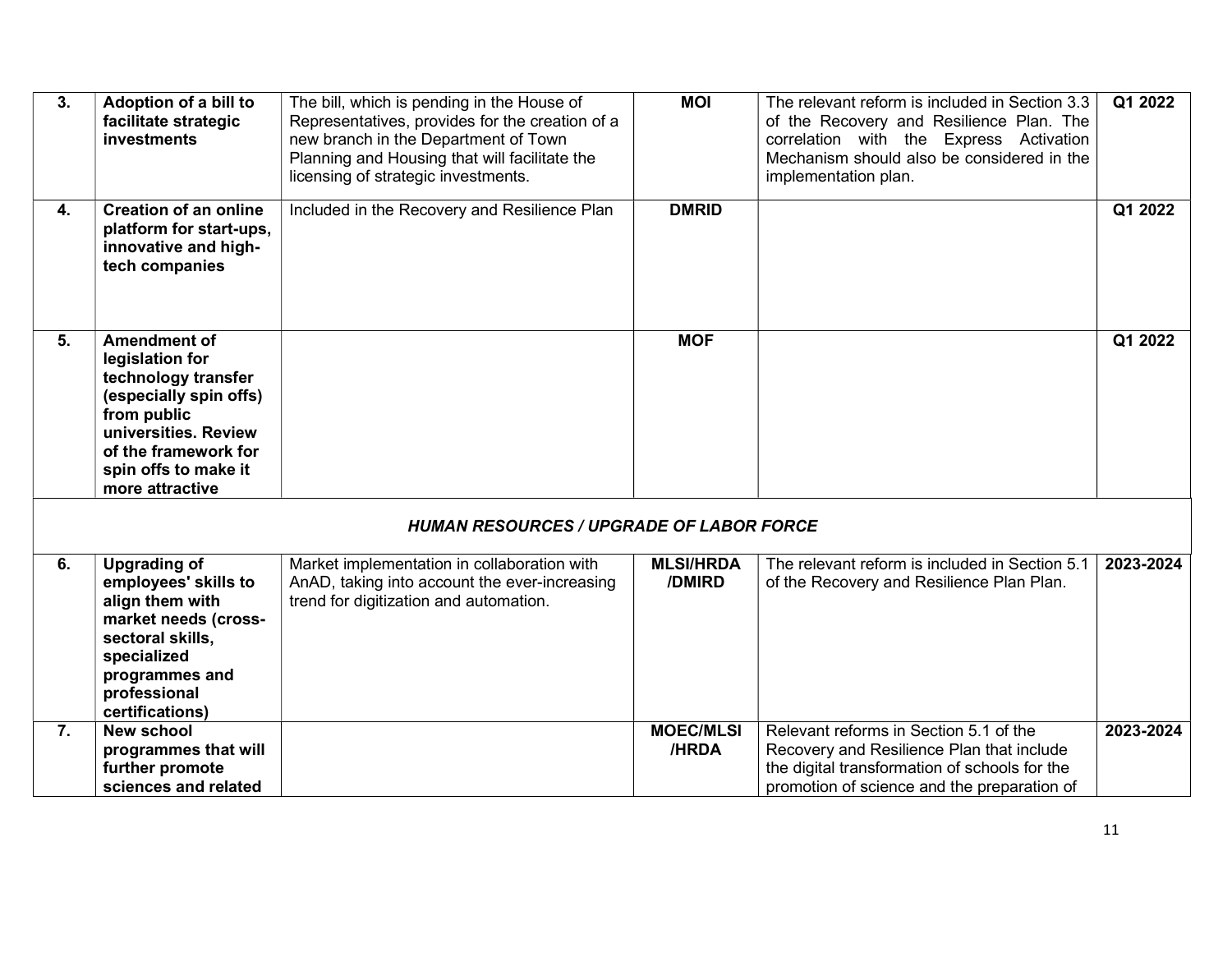| | | | | | |
|---|---|---|---|---|---|
| **3.** | **Adoption of a bill to facilitate strategic investments** | The bill, which is pending in the House of Representatives, provides for the creation of a new branch in the Department of Town Planning and Housing that will facilitate the licensing of strategic investments. | **MOI** | The relevant reform is included in Section 3.3 of the Recovery and Resilience Plan. The correlation with the Express Activation Mechanism should also be considered in the implementation plan. | **Q1 2022** |
| **4.** | **Creation of an online platform for start-ups, innovative and high-tech companies** | Included in the Recovery and Resilience Plan | **DMRID** | | **Q1 2022** |
| **5.** | **Amendment of legislation for technology transfer (especially spin offs) from public universities. Review of the framework for spin offs to make it more attractive** | | **MOF** | | **Q1 2022** |
| ***HUMAN RESOURCES / UPGRADE OF LABOR FORCE*** | | | | | |
| **6.** | **Upgrading of employees' skills to align them with market needs (cross-sectoral skills, specialized programmes and professional certifications)** | Market implementation in collaboration with AnAD, taking into account the ever-increasing trend for digitization and automation. | **MLSI/HRDA /DMIRD** | The relevant reform is included in Section 5.1 of the Recovery and Resilience Plan Plan. | **2023-2024** |
| **7.** | **New school programmes that will further promote sciences and related** | | **MOEC/MLSI /HRDA** | Relevant reforms in Section 5.1 of the Recovery and Resilience Plan that include the digital transformation of schools for the promotion of science and the preparation of | **2023-2024** |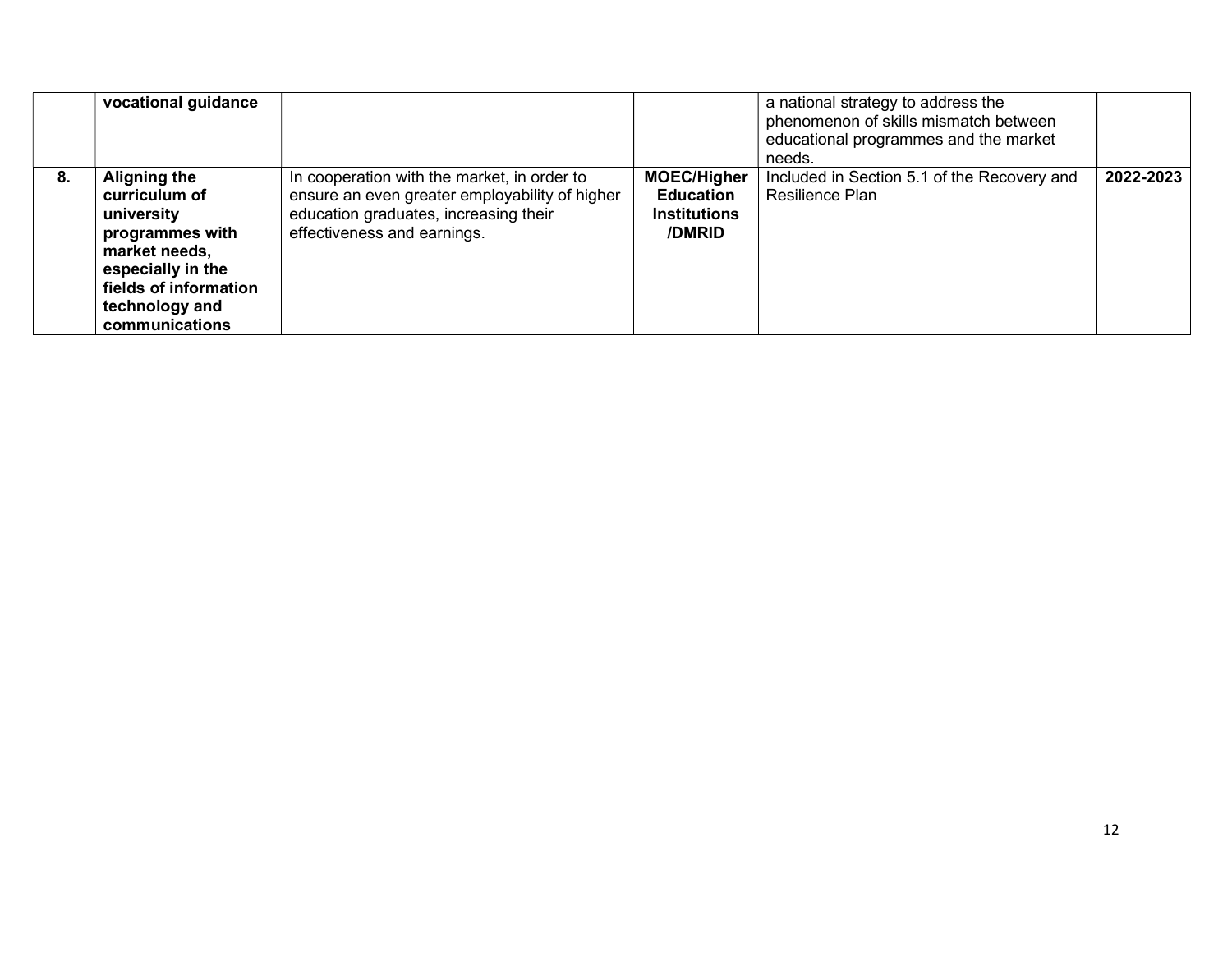| | | | | | |
|---|---|---|---|---|---|
| | **vocational guidance** | | | a national strategy to address the phenomenon of skills mismatch between educational programmes and the market needs. | |
| **8.** | **Aligning the curriculum of university programmes with market needs, especially in the fields of information technology and communications** | In cooperation with the market, in order to ensure an even greater employability of higher education graduates, increasing their effectiveness and earnings. | **MOEC/Higher Education Institutions /DMRID** | Included in Section 5.1 of the Recovery and Resilience Plan | **2022-2023** |